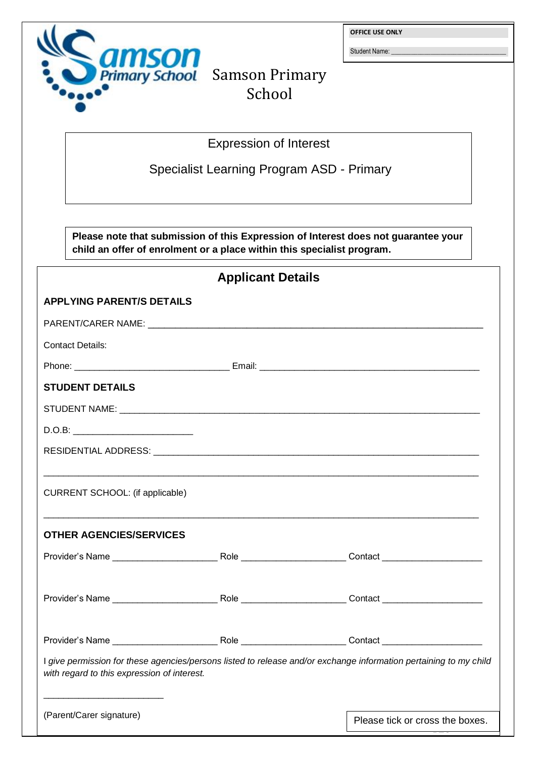**OFFICE USE ONLY**

Student Name: ______________________________

# Samson Primary School

## Expression of Interest

## Specialist Learning Program ASD - Primary

**Please note that submission of this Expression of Interest does not guarantee your child an offer of enrolment or a place within this specialist program.**

## Applicant Details

**APPLYING PARENT/S DETAILS**

PARENT/CARER NAME: ____________________________________________________________

Contact Details:

Phone: ______________________________ Email: __________________________________________

**STUDENT DETAILS**

STUDENT NAME: ________________________________________________________________

D.O.B: _______________________

RESIDENTIAL ADDRESS: ___________________________________________________________

_________________________________________________________________________________

CURRENT SCHOOL: (if applicable)

_________________________________________________________________________________

**OTHER AGENCIES/SERVICES**

Provider's Name ____________________ Role ____________________ Contact ___________________

Provider's Name ____________________ Role ____________________ Contact ___________________

Provider's Name ____________________ Role ____________________ Contact ___________________

*I give permission for these agencies/persons listed to release and/or exchange information pertaining to my child with regard to this expression of interest.*

_______________________

(Parent/Carer signature)

Please tick or cross the boxes.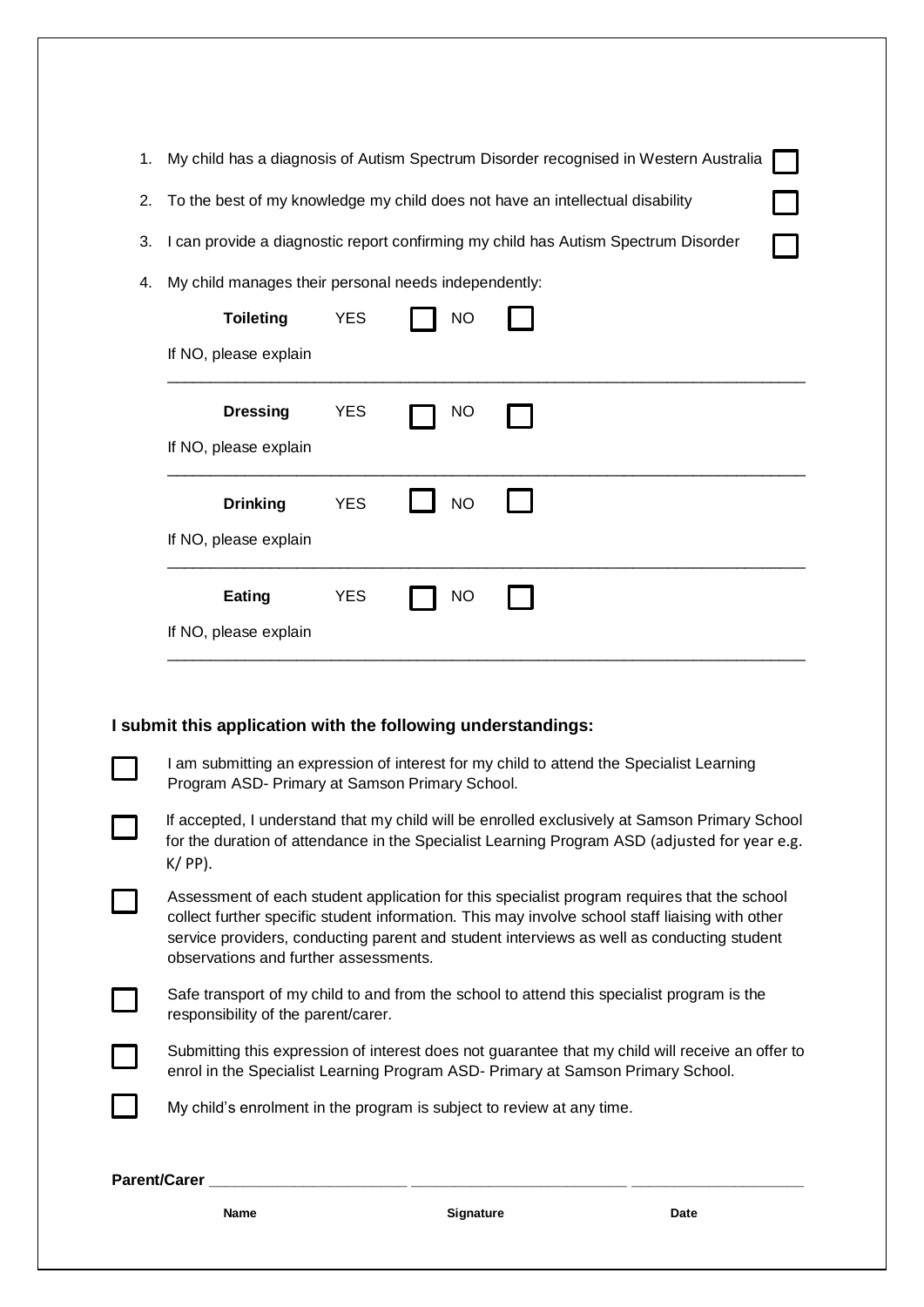1. My child has a diagnosis of Autism Spectrum Disorder recognised in Western Australia ☐
2. To the best of my knowledge my child does not have an intellectual disability ☐
3. I can provide a diagnostic report confirming my child has Autism Spectrum Disorder ☐
4. My child manages their personal needs independently:

**Toileting** YES ☐ NO ☐

If NO, please explain

\_\_\_\_\_\_\_\_\_\_\_\_\_\_\_\_\_\_\_\_\_\_\_\_\_\_\_\_\_\_\_\_\_\_\_\_\_\_\_\_\_\_\_\_\_\_\_\_\_\_\_\_\_\_\_\_\_\_\_\_\_\_\_\_\_\_\_\_

**Dressing** YES ☐ NO ☐

If NO, please explain

\_\_\_\_\_\_\_\_\_\_\_\_\_\_\_\_\_\_\_\_\_\_\_\_\_\_\_\_\_\_\_\_\_\_\_\_\_\_\_\_\_\_\_\_\_\_\_\_\_\_\_\_\_\_\_\_\_\_\_\_\_\_\_\_\_\_\_\_

**Drinking** YES ☐ NO ☐

If NO, please explain

\_\_\_\_\_\_\_\_\_\_\_\_\_\_\_\_\_\_\_\_\_\_\_\_\_\_\_\_\_\_\_\_\_\_\_\_\_\_\_\_\_\_\_\_\_\_\_\_\_\_\_\_\_\_\_\_\_\_\_\_\_\_\_\_\_\_\_\_

**Eating** YES ☐ NO ☐

If NO, please explain

\_\_\_\_\_\_\_\_\_\_\_\_\_\_\_\_\_\_\_\_\_\_\_\_\_\_\_\_\_\_\_\_\_\_\_\_\_\_\_\_\_\_\_\_\_\_\_\_\_\_\_\_\_\_\_\_\_\_\_\_\_\_\_\_\_\_\_\_

**I submit this application with the following understandings:**

☐ I am submitting an expression of interest for my child to attend the Specialist Learning Program ASD- Primary at Samson Primary School.

☐ If accepted, I understand that my child will be enrolled exclusively at Samson Primary School for the duration of attendance in the Specialist Learning Program ASD (adjusted for year e.g. K/ PP).

☐ Assessment of each student application for this specialist program requires that the school collect further specific student information. This may involve school staff liaising with other service providers, conducting parent and student interviews as well as conducting student observations and further assessments.

☐ Safe transport of my child to and from the school to attend this specialist program is the responsibility of the parent/carer.

☐ Submitting this expression of interest does not guarantee that my child will receive an offer to enrol in the Specialist Learning Program ASD- Primary at Samson Primary School.

☐ My child's enrolment in the program is subject to review at any time.

**Parent/Carer** \_\_\_\_\_\_\_\_\_\_\_\_\_\_\_\_\_\_\_\_\_\_ \_\_\_\_\_\_\_\_\_\_\_\_\_\_\_\_\_\_\_\_\_\_\_\_ \_\_\_\_\_\_\_\_\_\_\_\_\_\_\_\_\_\_\_\_

**Name** **Signature** **Date**